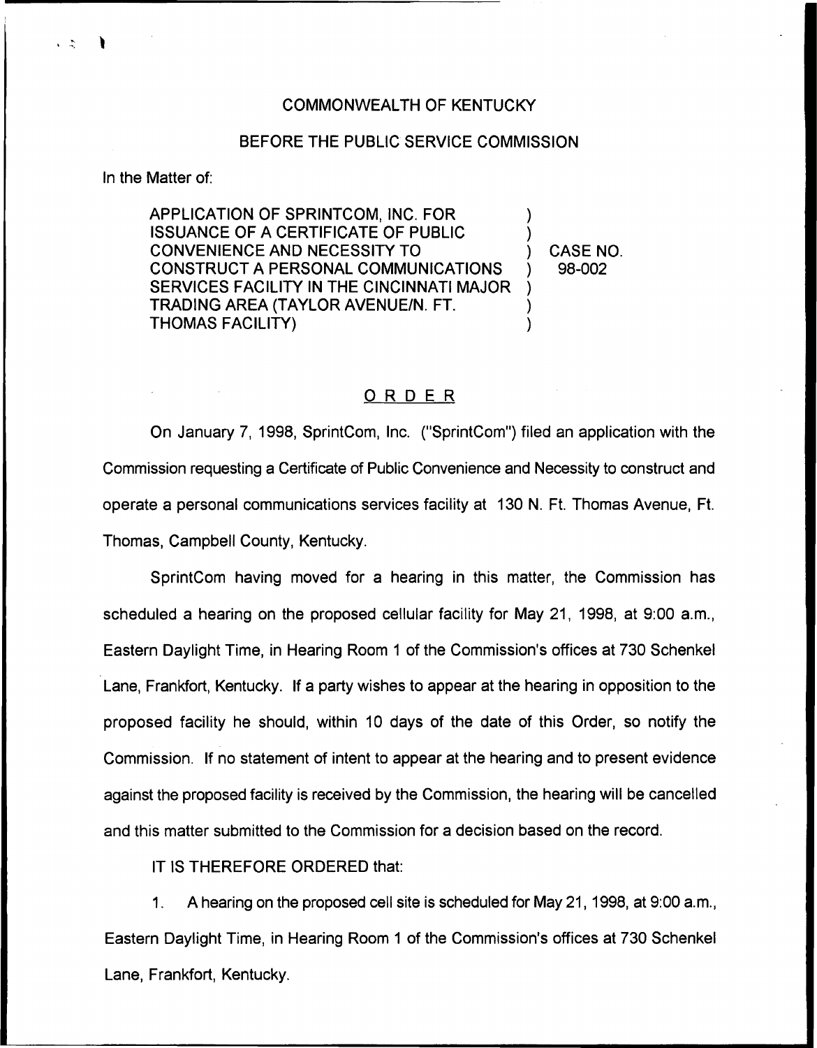COMMONWEALTH OF KENTUCKY

BEFORE THE PUBLIC SERVICE COMMISSION

In the Matter of:

APPLICATION OF SPRINTCOM, INC. FOR ISSUANCE OF A CERTIFICATE OF PUBLIC CONVENIENCE AND NECESSITY TO CONSTRUCT A PERSONAL COMMUNICATIONS SERVICES FACILITY IN THE CINCINNATI MAJOR TRADING AREA (TAYLOR AVENUE/N. FT. THOMAS FACILITY)

) CASE NO. 98-002

## ORDER

On January 7, 1998, SprintCom, Inc. ("SprintCom") filed an application with the Commission requesting a Certificate of Public Convenience and Necessity to construct and operate a personal communications services facility at 130 N. Ft. Thomas Avenue, Ft. Thomas, Campbell County, Kentucky.

SprintCom having moved for a hearing in this matter, the Commission has scheduled a hearing on the proposed cellular facility for May 21, 1998, at 9:00 a.m., Eastern Daylight Time, in Hearing Room 1 of the Commission's offices at 730 Schenkel Lane, Frankfort, Kentucky. If a party wishes to appear at the hearing in opposition to the proposed facility he should, within 10 days of the date of this Order, so notify the Commission. If no statement of intent to appear at the hearing and to present evidence against the proposed facility is received by the Commission, the hearing will be cancelled and this matter submitted to the Commission for a decision based on the record.

IT IS THEREFORE ORDERED that:

1. A hearing on the proposed cell site is scheduled for May 21, 1998, at 9:00 a.m., Eastern Daylight Time, in Hearing Room 1 of the Commission's offices at 730 Schenkel Lane, Frankfort, Kentucky.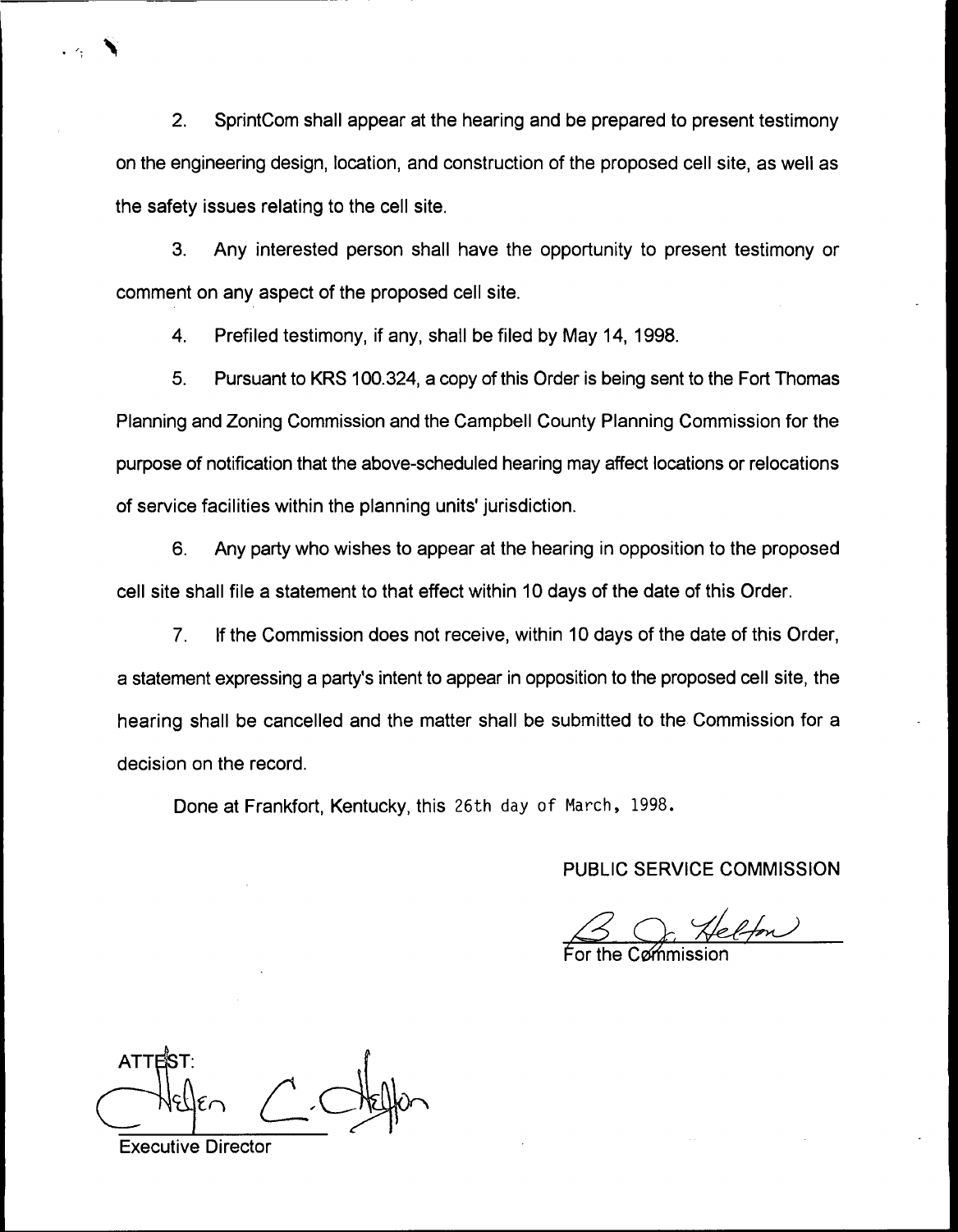2. SprintCom shall appear at the hearing and be prepared to present testimony on the engineering design, location, and construction of the proposed cell site, as well as the safety issues relating to the cell site.

3. Any interested person shall have the opportunity to present testimony or comment on any aspect of the proposed cell site.

4. Prefiled testimony, if any, shall be filed by May 14, 1998.

5. Pursuant to KRS 100.324, a copy of this Order is being sent to the Fort Thomas Planning and Zoning Commission and the Campbell County Planning Commission for the purpose of notification that the above-scheduled hearing may affect locations or relocations of service facilities within the planning units' jurisdiction.

6. Any party who wishes to appear at the hearing in opposition to the proposed cell site shall file a statement to that effect within 10 days of the date of this Order.

7. If the Commission does not receive, within 10 days of the date of this Order, a statement expressing a party's intent to appear in opposition to the proposed cell site, the hearing shall be cancelled and the matter shall be submitted to the Commission for a decision on the record.

Done at Frankfort, Kentucky, this 26th day of March, 1998.

PUBLIC SERVICE COMMISSION

For the Commission

ATTEST:

Executive Director